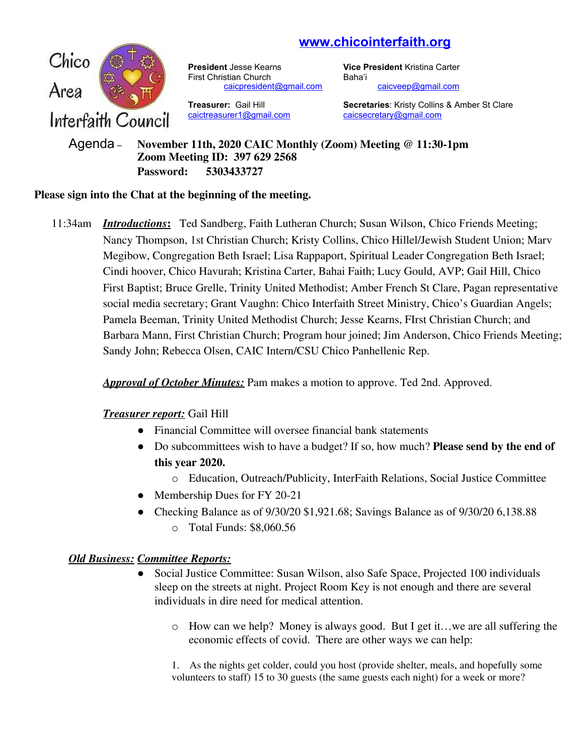# Chico Area Interfaith Council

**www.chicointerfaith.org**

**President** Jesse Kearns
First Christian Church
caicpresident@gmail.com

**Vice President** Kristina Carter
Baha'i
caicveep@gmail.com

**Treasurer:** Gail Hill
caictreasurer1@gmail.com

**Secretaries**: Kristy Collins & Amber St Clare
caicsecretary@gmail.com

Agenda – **November 11th, 2020 CAIC Monthly (Zoom) Meeting @ 11:30-1pm**
**Zoom Meeting ID: 397 629 2568**
**Password: 5303433727**

**Please sign into the Chat at the beginning of the meeting.**

11:34am ***Introductions*:** Ted Sandberg, Faith Lutheran Church; Susan Wilson, Chico Friends Meeting; Nancy Thompson, 1st Christian Church; Kristy Collins, Chico Hillel/Jewish Student Union; Marv Megibow, Congregation Beth Israel; Lisa Rappaport, Spiritual Leader Congregation Beth Israel; Cindi hoover, Chico Havurah; Kristina Carter, Bahai Faith; Lucy Gould, AVP; Gail Hill, Chico First Baptist; Bruce Grelle, Trinity United Methodist; Amber French St Clare, Pagan representative social media secretary; Grant Vaughn: Chico Interfaith Street Ministry, Chico's Guardian Angels; Pamela Beeman, Trinity United Methodist Church; Jesse Kearns, FIrst Christian Church; and Barbara Mann, First Christian Church; Program hour joined; Jim Anderson, Chico Friends Meeting; Sandy John; Rebecca Olsen, CAIC Intern/CSU Chico Panhellenic Rep.

***Approval of October Minutes:*** Pam makes a motion to approve. Ted 2nd. Approved.

***Treasurer report:*** Gail Hill

- Financial Committee will oversee financial bank statements
- Do subcommittees wish to have a budget? If so, how much? **Please send by the end of this year 2020.**
  - Education, Outreach/Publicity, InterFaith Relations, Social Justice Committee
- Membership Dues for FY 20-21
- Checking Balance as of 9/30/20 $1,921.68; Savings Balance as of 9/30/20 6,138.88
  - Total Funds: $8,060.56

***Old Business:*** ***Committee Reports:***

- Social Justice Committee: Susan Wilson, also Safe Space, Projected 100 individuals sleep on the streets at night. Project Room Key is not enough and there are several individuals in dire need for medical attention.
  - How can we help? Money is always good. But I get it…we are all suffering the economic effects of covid. There are other ways we can help:

    1. As the nights get colder, could you host (provide shelter, meals, and hopefully some volunteers to staff) 15 to 30 guests (the same guests each night) for a week or more?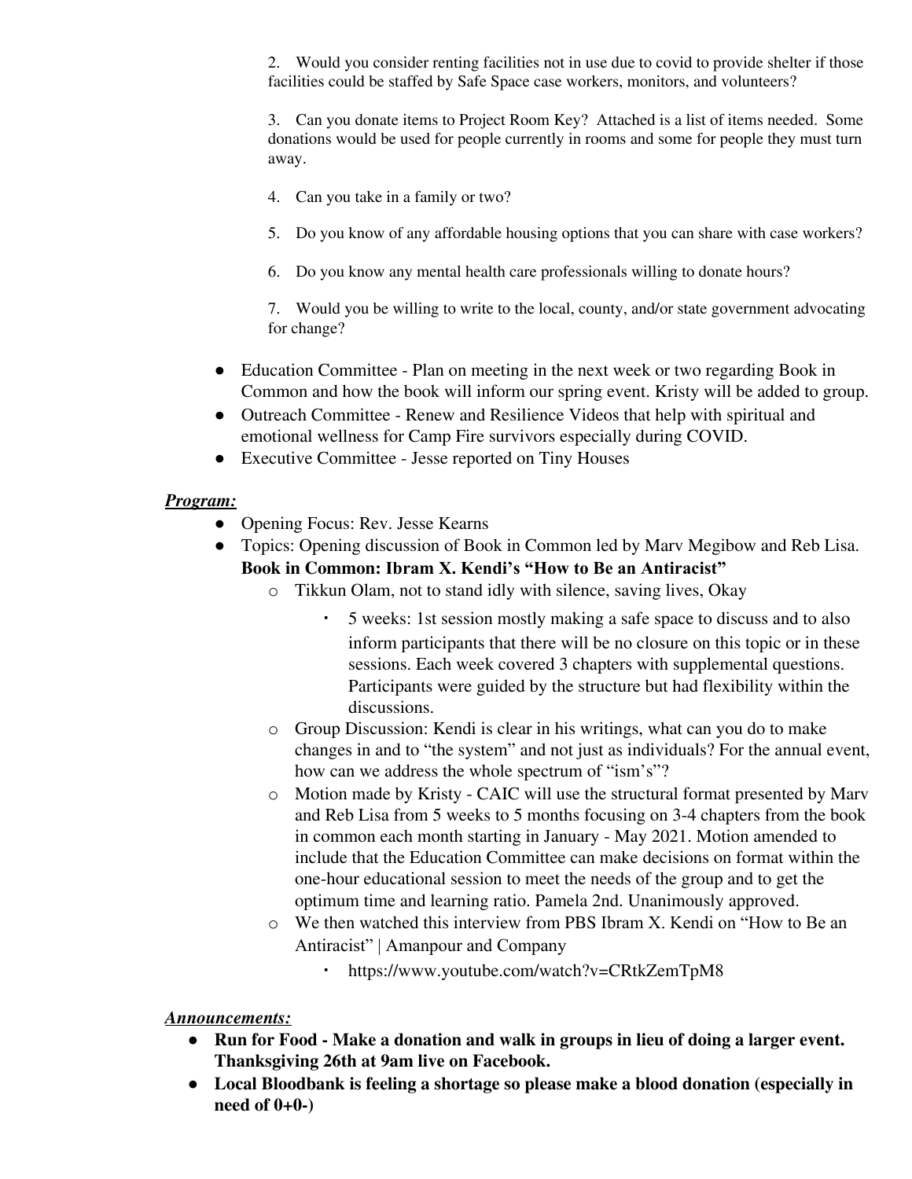2. Would you consider renting facilities not in use due to covid to provide shelter if those facilities could be staffed by Safe Space case workers, monitors, and volunteers?

3. Can you donate items to Project Room Key? Attached is a list of items needed. Some donations would be used for people currently in rooms and some for people they must turn away.

4. Can you take in a family or two?

5. Do you know of any affordable housing options that you can share with case workers?

6. Do you know any mental health care professionals willing to donate hours?

7. Would you be willing to write to the local, county, and/or state government advocating for change?

- Education Committee - Plan on meeting in the next week or two regarding Book in Common and how the book will inform our spring event. Kristy will be added to group.
- Outreach Committee - Renew and Resilience Videos that help with spiritual and emotional wellness for Camp Fire survivors especially during COVID.
- Executive Committee - Jesse reported on Tiny Houses

***Program:***

- Opening Focus: Rev. Jesse Kearns
- Topics: Opening discussion of Book in Common led by Marv Megibow and Reb Lisa. **Book in Common: Ibram X. Kendi's "How to Be an Antiracist"**
  - Tikkun Olam, not to stand idly with silence, saving lives, Okay
    - 5 weeks: 1st session mostly making a safe space to discuss and to also inform participants that there will be no closure on this topic or in these sessions. Each week covered 3 chapters with supplemental questions. Participants were guided by the structure but had flexibility within the discussions.
  - Group Discussion: Kendi is clear in his writings, what can you do to make changes in and to "the system" and not just as individuals? For the annual event, how can we address the whole spectrum of "ism's"?
  - Motion made by Kristy - CAIC will use the structural format presented by Marv and Reb Lisa from 5 weeks to 5 months focusing on 3-4 chapters from the book in common each month starting in January - May 2021. Motion amended to include that the Education Committee can make decisions on format within the one-hour educational session to meet the needs of the group and to get the optimum time and learning ratio. Pamela 2nd. Unanimously approved.
  - We then watched this interview from PBS Ibram X. Kendi on "How to Be an Antiracist" | Amanpour and Company
    - https://www.youtube.com/watch?v=CRtkZemTpM8

***Announcements:***

- **Run for Food - Make a donation and walk in groups in lieu of doing a larger event. Thanksgiving 26th at 9am live on Facebook.**
- **Local Bloodbank is feeling a shortage so please make a blood donation (especially in need of 0+0-)**